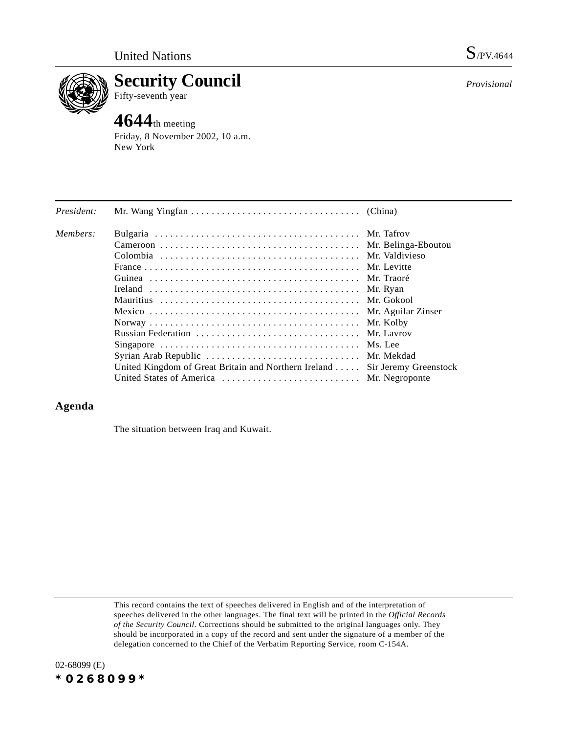United Nations S/PV.4644

# Security Council

Fifty-seventh year

*Provisional*

## 4644th meeting

Friday, 8 November 2002, 10 a.m.
New York

| | | |
|---|---|---|
| *President:* | Mr. Wang Yingfan | (China) |
| *Members:* | Bulgaria | Mr. Tafrov |
| | Cameroon | Mr. Belinga-Eboutou |
| | Colombia | Mr. Valdivieso |
| | France | Mr. Levitte |
| | Guinea | Mr. Traoré |
| | Ireland | Mr. Ryan |
| | Mauritius | Mr. Gokool |
| | Mexico | Mr. Aguilar Zinser |
| | Norway | Mr. Kolby |
| | Russian Federation | Mr. Lavrov |
| | Singapore | Ms. Lee |
| | Syrian Arab Republic | Mr. Mekdad |
| | United Kingdom of Great Britain and Northern Ireland | Sir Jeremy Greenstock |
| | United States of America | Mr. Negroponte |

## Agenda

The situation between Iraq and Kuwait.

This record contains the text of speeches delivered in English and of the interpretation of speeches delivered in the other languages. The final text will be printed in the *Official Records of the Security Council*. Corrections should be submitted to the original languages only. They should be incorporated in a copy of the record and sent under the signature of a member of the delegation concerned to the Chief of the Verbatim Reporting Service, room C-154A.

02-68099 (E)

*0268099*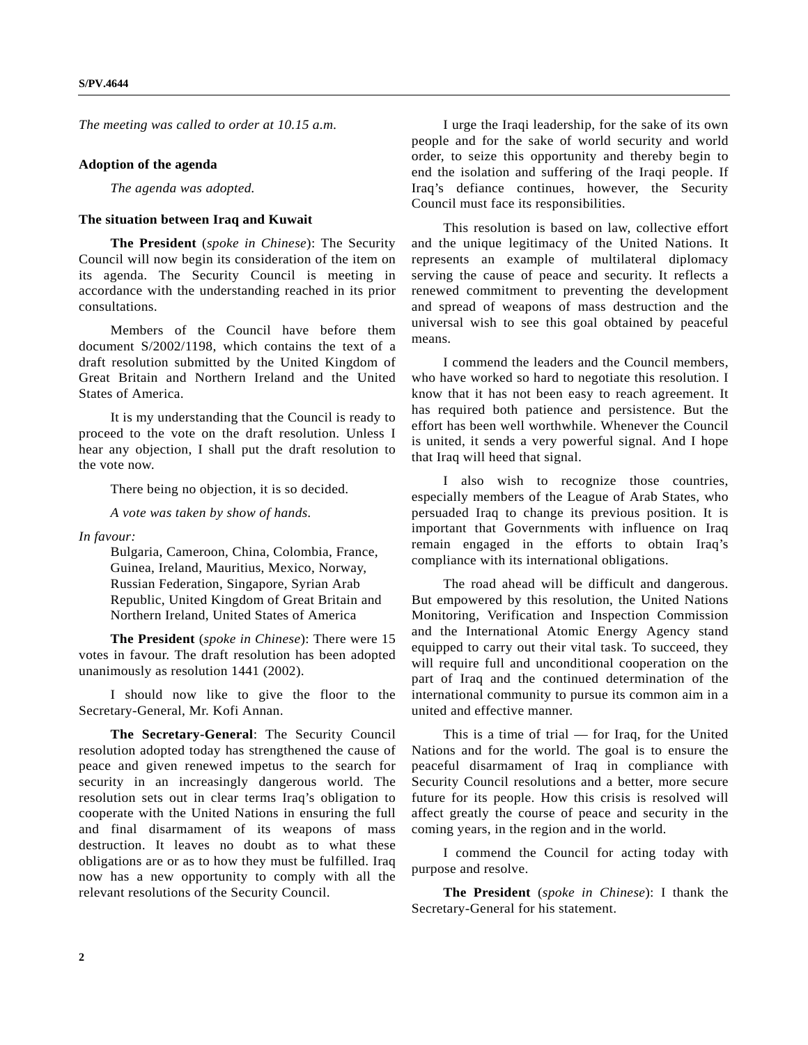*The meeting was called to order at 10.15 a.m.*

**Adoption of the agenda**

*The agenda was adopted.*

**The situation between Iraq and Kuwait**

**The President** (*spoke in Chinese*): The Security Council will now begin its consideration of the item on its agenda. The Security Council is meeting in accordance with the understanding reached in its prior consultations.

Members of the Council have before them document S/2002/1198, which contains the text of a draft resolution submitted by the United Kingdom of Great Britain and Northern Ireland and the United States of America.

It is my understanding that the Council is ready to proceed to the vote on the draft resolution. Unless I hear any objection, I shall put the draft resolution to the vote now.

There being no objection, it is so decided.

*A vote was taken by show of hands.*

*In favour:*

Bulgaria, Cameroon, China, Colombia, France, Guinea, Ireland, Mauritius, Mexico, Norway, Russian Federation, Singapore, Syrian Arab Republic, United Kingdom of Great Britain and Northern Ireland, United States of America

**The President** (*spoke in Chinese*): There were 15 votes in favour. The draft resolution has been adopted unanimously as resolution 1441 (2002).

I should now like to give the floor to the Secretary-General, Mr. Kofi Annan.

**The Secretary-General**: The Security Council resolution adopted today has strengthened the cause of peace and given renewed impetus to the search for security in an increasingly dangerous world. The resolution sets out in clear terms Iraq's obligation to cooperate with the United Nations in ensuring the full and final disarmament of its weapons of mass destruction. It leaves no doubt as to what these obligations are or as to how they must be fulfilled. Iraq now has a new opportunity to comply with all the relevant resolutions of the Security Council.

I urge the Iraqi leadership, for the sake of its own people and for the sake of world security and world order, to seize this opportunity and thereby begin to end the isolation and suffering of the Iraqi people. If Iraq's defiance continues, however, the Security Council must face its responsibilities.

This resolution is based on law, collective effort and the unique legitimacy of the United Nations. It represents an example of multilateral diplomacy serving the cause of peace and security. It reflects a renewed commitment to preventing the development and spread of weapons of mass destruction and the universal wish to see this goal obtained by peaceful means.

I commend the leaders and the Council members, who have worked so hard to negotiate this resolution. I know that it has not been easy to reach agreement. It has required both patience and persistence. But the effort has been well worthwhile. Whenever the Council is united, it sends a very powerful signal. And I hope that Iraq will heed that signal.

I also wish to recognize those countries, especially members of the League of Arab States, who persuaded Iraq to change its previous position. It is important that Governments with influence on Iraq remain engaged in the efforts to obtain Iraq's compliance with its international obligations.

The road ahead will be difficult and dangerous. But empowered by this resolution, the United Nations Monitoring, Verification and Inspection Commission and the International Atomic Energy Agency stand equipped to carry out their vital task. To succeed, they will require full and unconditional cooperation on the part of Iraq and the continued determination of the international community to pursue its common aim in a united and effective manner.

This is a time of trial — for Iraq, for the United Nations and for the world. The goal is to ensure the peaceful disarmament of Iraq in compliance with Security Council resolutions and a better, more secure future for its people. How this crisis is resolved will affect greatly the course of peace and security in the coming years, in the region and in the world.

I commend the Council for acting today with purpose and resolve.

**The President** (*spoke in Chinese*): I thank the Secretary-General for his statement.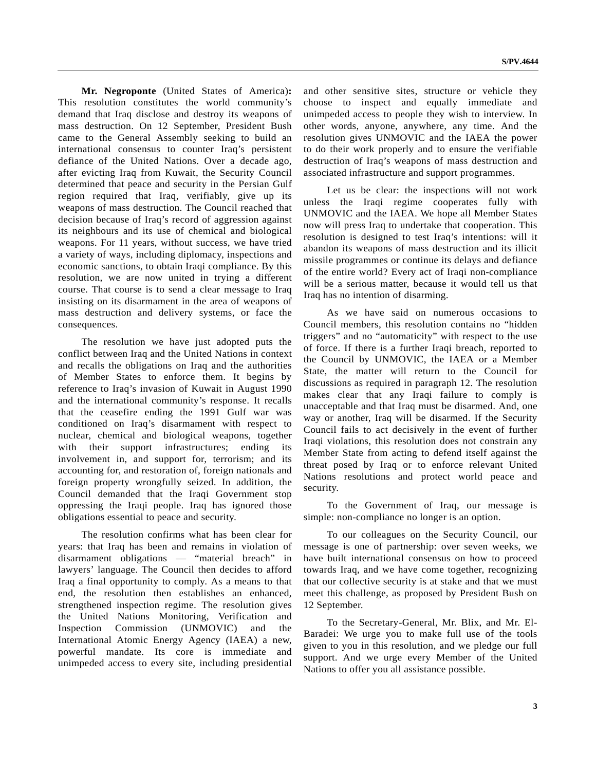**Mr. Negroponte** (United States of America)**:** This resolution constitutes the world community's demand that Iraq disclose and destroy its weapons of mass destruction. On 12 September, President Bush came to the General Assembly seeking to build an international consensus to counter Iraq's persistent defiance of the United Nations. Over a decade ago, after evicting Iraq from Kuwait, the Security Council determined that peace and security in the Persian Gulf region required that Iraq, verifiably, give up its weapons of mass destruction. The Council reached that decision because of Iraq's record of aggression against its neighbours and its use of chemical and biological weapons. For 11 years, without success, we have tried a variety of ways, including diplomacy, inspections and economic sanctions, to obtain Iraqi compliance. By this resolution, we are now united in trying a different course. That course is to send a clear message to Iraq insisting on its disarmament in the area of weapons of mass destruction and delivery systems, or face the consequences.

The resolution we have just adopted puts the conflict between Iraq and the United Nations in context and recalls the obligations on Iraq and the authorities of Member States to enforce them. It begins by reference to Iraq's invasion of Kuwait in August 1990 and the international community's response. It recalls that the ceasefire ending the 1991 Gulf war was conditioned on Iraq's disarmament with respect to nuclear, chemical and biological weapons, together with their support infrastructures; ending its involvement in, and support for, terrorism; and its accounting for, and restoration of, foreign nationals and foreign property wrongfully seized. In addition, the Council demanded that the Iraqi Government stop oppressing the Iraqi people. Iraq has ignored those obligations essential to peace and security.

The resolution confirms what has been clear for years: that Iraq has been and remains in violation of disarmament obligations — "material breach" in lawyers' language. The Council then decides to afford Iraq a final opportunity to comply. As a means to that end, the resolution then establishes an enhanced, strengthened inspection regime. The resolution gives the United Nations Monitoring, Verification and Inspection Commission (UNMOVIC) and the International Atomic Energy Agency (IAEA) a new, powerful mandate. Its core is immediate and unimpeded access to every site, including presidential and other sensitive sites, structure or vehicle they choose to inspect and equally immediate and unimpeded access to people they wish to interview. In other words, anyone, anywhere, any time. And the resolution gives UNMOVIC and the IAEA the power to do their work properly and to ensure the verifiable destruction of Iraq's weapons of mass destruction and associated infrastructure and support programmes.

Let us be clear: the inspections will not work unless the Iraqi regime cooperates fully with UNMOVIC and the IAEA. We hope all Member States now will press Iraq to undertake that cooperation. This resolution is designed to test Iraq's intentions: will it abandon its weapons of mass destruction and its illicit missile programmes or continue its delays and defiance of the entire world? Every act of Iraqi non-compliance will be a serious matter, because it would tell us that Iraq has no intention of disarming.

As we have said on numerous occasions to Council members, this resolution contains no "hidden triggers" and no "automaticity" with respect to the use of force. If there is a further Iraqi breach, reported to the Council by UNMOVIC, the IAEA or a Member State, the matter will return to the Council for discussions as required in paragraph 12. The resolution makes clear that any Iraqi failure to comply is unacceptable and that Iraq must be disarmed. And, one way or another, Iraq will be disarmed. If the Security Council fails to act decisively in the event of further Iraqi violations, this resolution does not constrain any Member State from acting to defend itself against the threat posed by Iraq or to enforce relevant United Nations resolutions and protect world peace and security.

To the Government of Iraq, our message is simple: non-compliance no longer is an option.

To our colleagues on the Security Council, our message is one of partnership: over seven weeks, we have built international consensus on how to proceed towards Iraq, and we have come together, recognizing that our collective security is at stake and that we must meet this challenge, as proposed by President Bush on 12 September.

To the Secretary-General, Mr. Blix, and Mr. El-Baradei: We urge you to make full use of the tools given to you in this resolution, and we pledge our full support. And we urge every Member of the United Nations to offer you all assistance possible.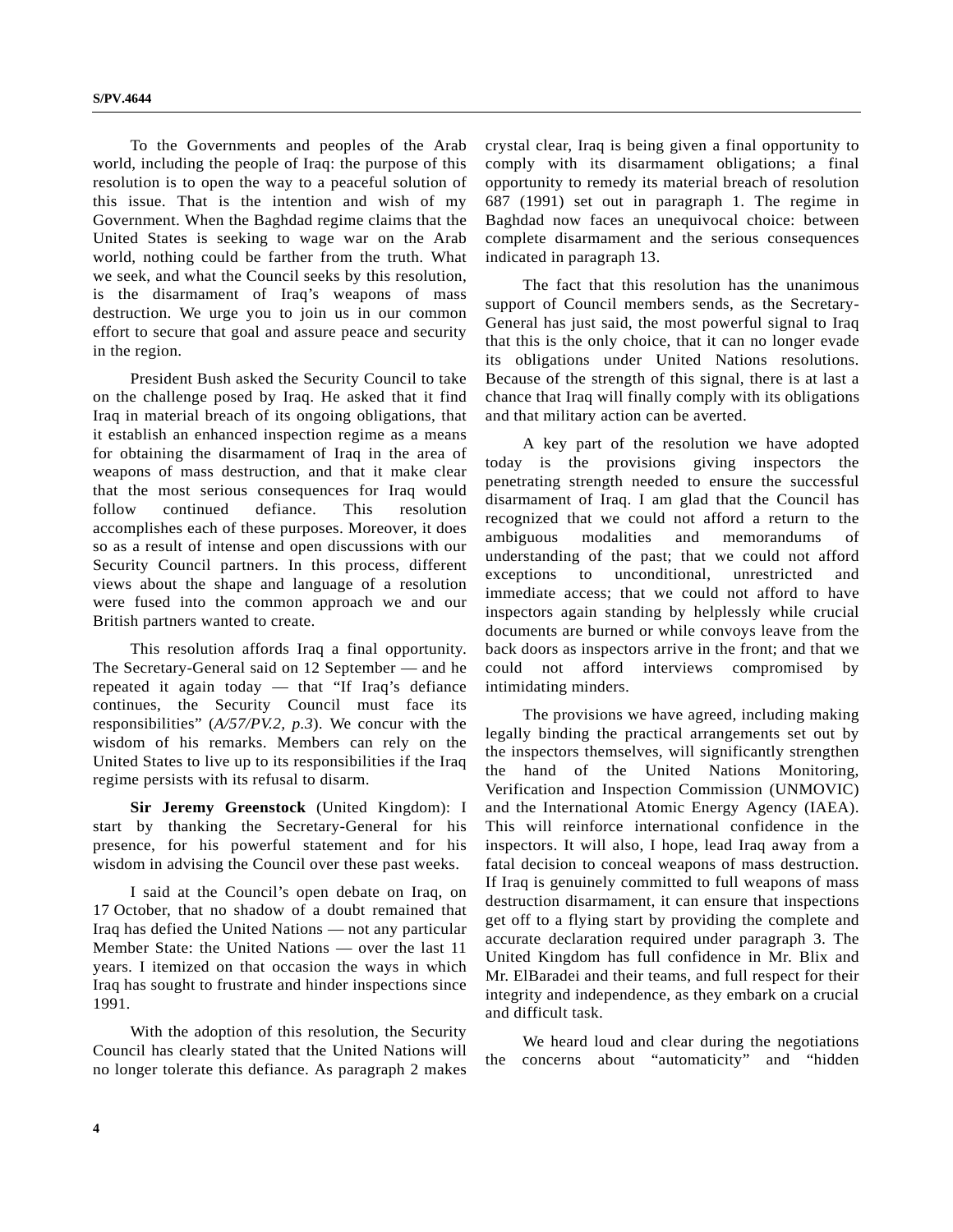To the Governments and peoples of the Arab world, including the people of Iraq: the purpose of this resolution is to open the way to a peaceful solution of this issue. That is the intention and wish of my Government. When the Baghdad regime claims that the United States is seeking to wage war on the Arab world, nothing could be farther from the truth. What we seek, and what the Council seeks by this resolution, is the disarmament of Iraq's weapons of mass destruction. We urge you to join us in our common effort to secure that goal and assure peace and security in the region.

President Bush asked the Security Council to take on the challenge posed by Iraq. He asked that it find Iraq in material breach of its ongoing obligations, that it establish an enhanced inspection regime as a means for obtaining the disarmament of Iraq in the area of weapons of mass destruction, and that it make clear that the most serious consequences for Iraq would follow continued defiance. This resolution accomplishes each of these purposes. Moreover, it does so as a result of intense and open discussions with our Security Council partners. In this process, different views about the shape and language of a resolution were fused into the common approach we and our British partners wanted to create.

This resolution affords Iraq a final opportunity. The Secretary-General said on 12 September — and he repeated it again today — that "If Iraq's defiance continues, the Security Council must face its responsibilities" (*A/57/PV.2, p.3*). We concur with the wisdom of his remarks. Members can rely on the United States to live up to its responsibilities if the Iraq regime persists with its refusal to disarm.

**Sir Jeremy Greenstock** (United Kingdom): I start by thanking the Secretary-General for his presence, for his powerful statement and for his wisdom in advising the Council over these past weeks.

I said at the Council's open debate on Iraq, on 17 October, that no shadow of a doubt remained that Iraq has defied the United Nations — not any particular Member State: the United Nations — over the last 11 years. I itemized on that occasion the ways in which Iraq has sought to frustrate and hinder inspections since 1991.

With the adoption of this resolution, the Security Council has clearly stated that the United Nations will no longer tolerate this defiance. As paragraph 2 makes crystal clear, Iraq is being given a final opportunity to comply with its disarmament obligations; a final opportunity to remedy its material breach of resolution 687 (1991) set out in paragraph 1. The regime in Baghdad now faces an unequivocal choice: between complete disarmament and the serious consequences indicated in paragraph 13.

The fact that this resolution has the unanimous support of Council members sends, as the Secretary-General has just said, the most powerful signal to Iraq that this is the only choice, that it can no longer evade its obligations under United Nations resolutions. Because of the strength of this signal, there is at last a chance that Iraq will finally comply with its obligations and that military action can be averted.

A key part of the resolution we have adopted today is the provisions giving inspectors the penetrating strength needed to ensure the successful disarmament of Iraq. I am glad that the Council has recognized that we could not afford a return to the ambiguous modalities and memorandums of understanding of the past; that we could not afford exceptions to unconditional, unrestricted and immediate access; that we could not afford to have inspectors again standing by helplessly while crucial documents are burned or while convoys leave from the back doors as inspectors arrive in the front; and that we could not afford interviews compromised by intimidating minders.

The provisions we have agreed, including making legally binding the practical arrangements set out by the inspectors themselves, will significantly strengthen the hand of the United Nations Monitoring, Verification and Inspection Commission (UNMOVIC) and the International Atomic Energy Agency (IAEA). This will reinforce international confidence in the inspectors. It will also, I hope, lead Iraq away from a fatal decision to conceal weapons of mass destruction. If Iraq is genuinely committed to full weapons of mass destruction disarmament, it can ensure that inspections get off to a flying start by providing the complete and accurate declaration required under paragraph 3. The United Kingdom has full confidence in Mr. Blix and Mr. ElBaradei and their teams, and full respect for their integrity and independence, as they embark on a crucial and difficult task.

We heard loud and clear during the negotiations the concerns about "automaticity" and "hidden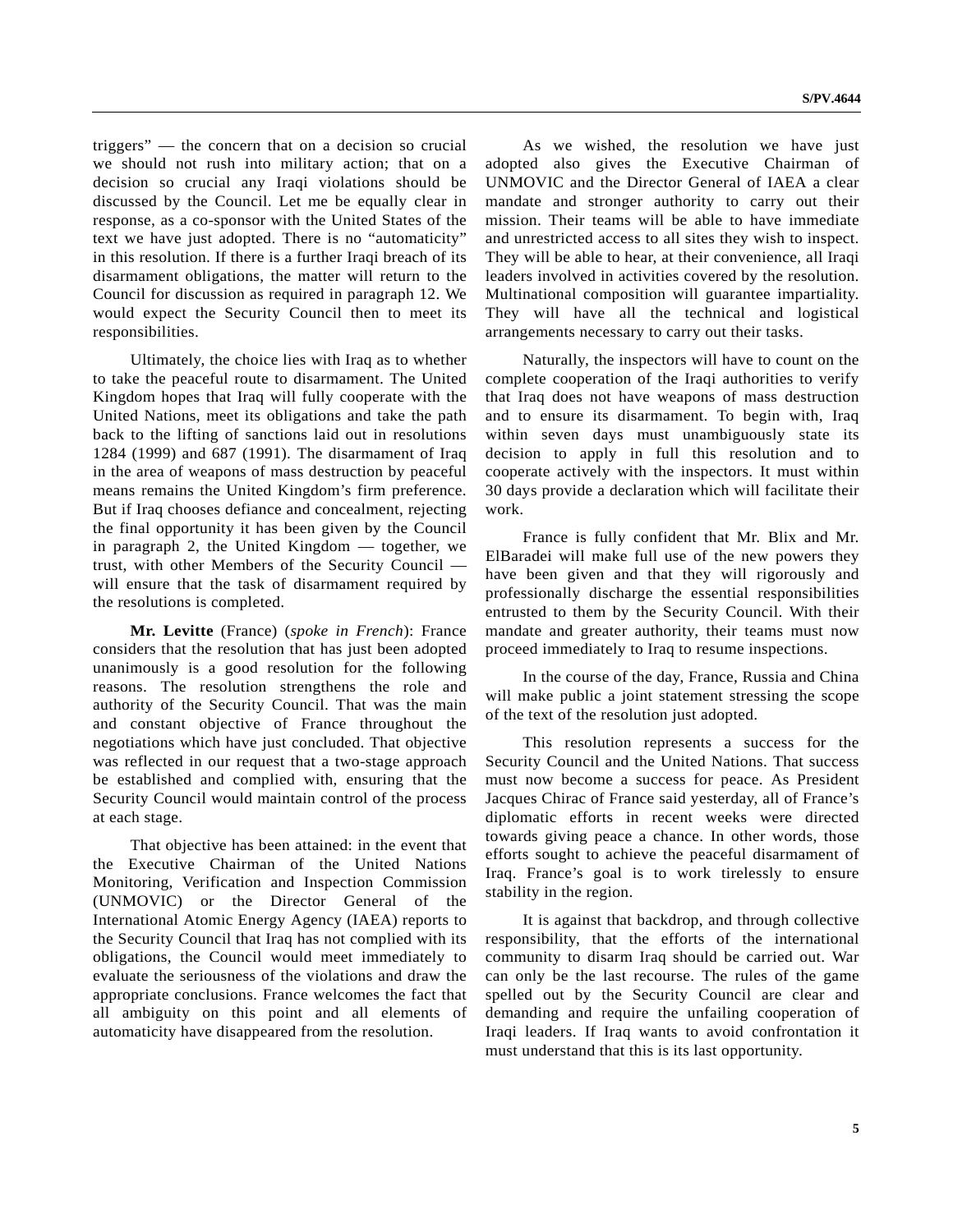triggers" — the concern that on a decision so crucial we should not rush into military action; that on a decision so crucial any Iraqi violations should be discussed by the Council. Let me be equally clear in response, as a co-sponsor with the United States of the text we have just adopted. There is no "automaticity" in this resolution. If there is a further Iraqi breach of its disarmament obligations, the matter will return to the Council for discussion as required in paragraph 12. We would expect the Security Council then to meet its responsibilities.

Ultimately, the choice lies with Iraq as to whether to take the peaceful route to disarmament. The United Kingdom hopes that Iraq will fully cooperate with the United Nations, meet its obligations and take the path back to the lifting of sanctions laid out in resolutions 1284 (1999) and 687 (1991). The disarmament of Iraq in the area of weapons of mass destruction by peaceful means remains the United Kingdom's firm preference. But if Iraq chooses defiance and concealment, rejecting the final opportunity it has been given by the Council in paragraph 2, the United Kingdom — together, we trust, with other Members of the Security Council — will ensure that the task of disarmament required by the resolutions is completed.

**Mr. Levitte** (France) (*spoke in French*): France considers that the resolution that has just been adopted unanimously is a good resolution for the following reasons. The resolution strengthens the role and authority of the Security Council. That was the main and constant objective of France throughout the negotiations which have just concluded. That objective was reflected in our request that a two-stage approach be established and complied with, ensuring that the Security Council would maintain control of the process at each stage.

That objective has been attained: in the event that the Executive Chairman of the United Nations Monitoring, Verification and Inspection Commission (UNMOVIC) or the Director General of the International Atomic Energy Agency (IAEA) reports to the Security Council that Iraq has not complied with its obligations, the Council would meet immediately to evaluate the seriousness of the violations and draw the appropriate conclusions. France welcomes the fact that all ambiguity on this point and all elements of automaticity have disappeared from the resolution.

As we wished, the resolution we have just adopted also gives the Executive Chairman of UNMOVIC and the Director General of IAEA a clear mandate and stronger authority to carry out their mission. Their teams will be able to have immediate and unrestricted access to all sites they wish to inspect. They will be able to hear, at their convenience, all Iraqi leaders involved in activities covered by the resolution. Multinational composition will guarantee impartiality. They will have all the technical and logistical arrangements necessary to carry out their tasks.

Naturally, the inspectors will have to count on the complete cooperation of the Iraqi authorities to verify that Iraq does not have weapons of mass destruction and to ensure its disarmament. To begin with, Iraq within seven days must unambiguously state its decision to apply in full this resolution and to cooperate actively with the inspectors. It must within 30 days provide a declaration which will facilitate their work.

France is fully confident that Mr. Blix and Mr. ElBaradei will make full use of the new powers they have been given and that they will rigorously and professionally discharge the essential responsibilities entrusted to them by the Security Council. With their mandate and greater authority, their teams must now proceed immediately to Iraq to resume inspections.

In the course of the day, France, Russia and China will make public a joint statement stressing the scope of the text of the resolution just adopted.

This resolution represents a success for the Security Council and the United Nations. That success must now become a success for peace. As President Jacques Chirac of France said yesterday, all of France's diplomatic efforts in recent weeks were directed towards giving peace a chance. In other words, those efforts sought to achieve the peaceful disarmament of Iraq. France's goal is to work tirelessly to ensure stability in the region.

It is against that backdrop, and through collective responsibility, that the efforts of the international community to disarm Iraq should be carried out. War can only be the last recourse. The rules of the game spelled out by the Security Council are clear and demanding and require the unfailing cooperation of Iraqi leaders. If Iraq wants to avoid confrontation it must understand that this is its last opportunity.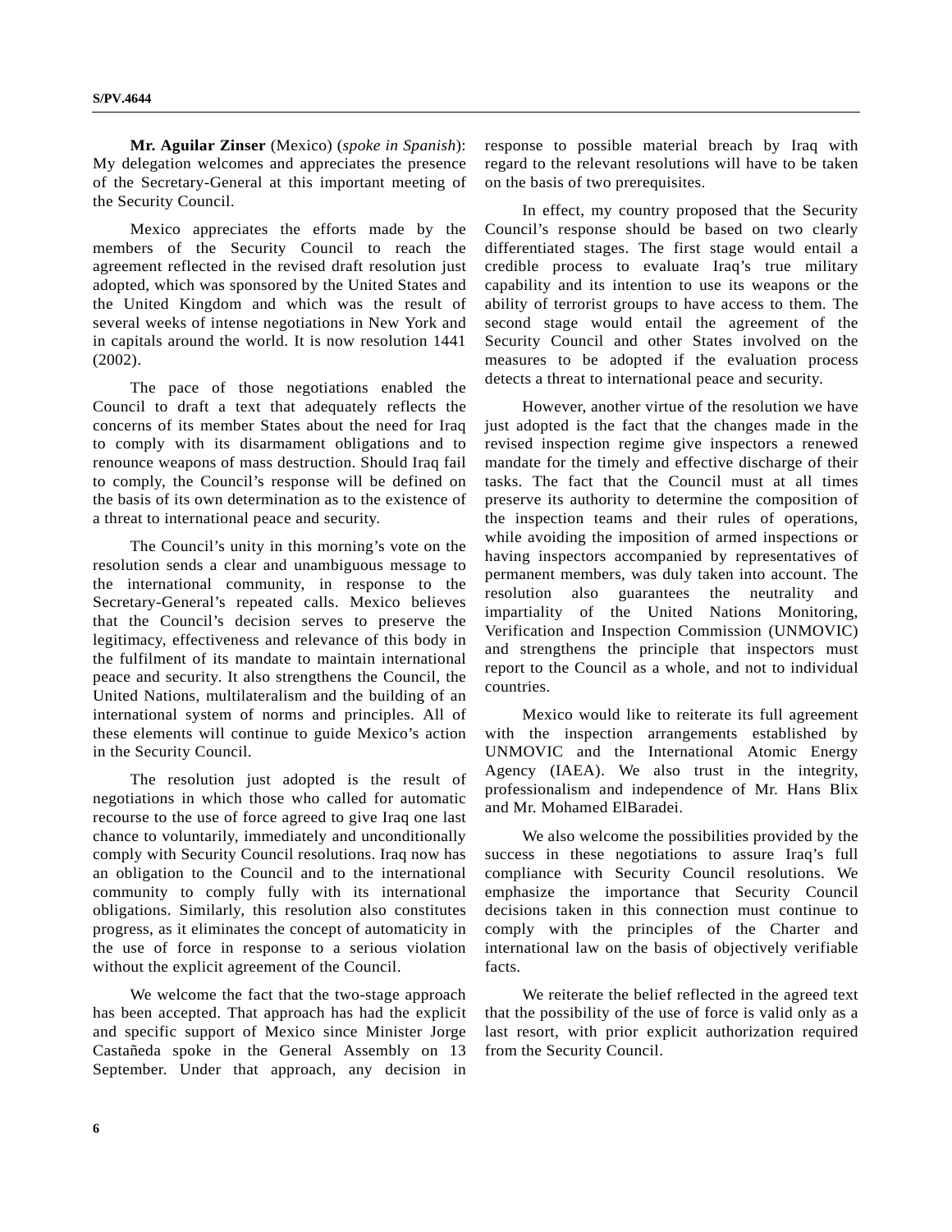**Mr. Aguilar Zinser** (Mexico) (*spoke in Spanish*): My delegation welcomes and appreciates the presence of the Secretary-General at this important meeting of the Security Council.

Mexico appreciates the efforts made by the members of the Security Council to reach the agreement reflected in the revised draft resolution just adopted, which was sponsored by the United States and the United Kingdom and which was the result of several weeks of intense negotiations in New York and in capitals around the world. It is now resolution 1441 (2002).

The pace of those negotiations enabled the Council to draft a text that adequately reflects the concerns of its member States about the need for Iraq to comply with its disarmament obligations and to renounce weapons of mass destruction. Should Iraq fail to comply, the Council's response will be defined on the basis of its own determination as to the existence of a threat to international peace and security.

The Council's unity in this morning's vote on the resolution sends a clear and unambiguous message to the international community, in response to the Secretary-General's repeated calls. Mexico believes that the Council's decision serves to preserve the legitimacy, effectiveness and relevance of this body in the fulfilment of its mandate to maintain international peace and security. It also strengthens the Council, the United Nations, multilateralism and the building of an international system of norms and principles. All of these elements will continue to guide Mexico's action in the Security Council.

The resolution just adopted is the result of negotiations in which those who called for automatic recourse to the use of force agreed to give Iraq one last chance to voluntarily, immediately and unconditionally comply with Security Council resolutions. Iraq now has an obligation to the Council and to the international community to comply fully with its international obligations. Similarly, this resolution also constitutes progress, as it eliminates the concept of automaticity in the use of force in response to a serious violation without the explicit agreement of the Council.

We welcome the fact that the two-stage approach has been accepted. That approach has had the explicit and specific support of Mexico since Minister Jorge Castañeda spoke in the General Assembly on 13 September. Under that approach, any decision in response to possible material breach by Iraq with regard to the relevant resolutions will have to be taken on the basis of two prerequisites.

In effect, my country proposed that the Security Council's response should be based on two clearly differentiated stages. The first stage would entail a credible process to evaluate Iraq's true military capability and its intention to use its weapons or the ability of terrorist groups to have access to them. The second stage would entail the agreement of the Security Council and other States involved on the measures to be adopted if the evaluation process detects a threat to international peace and security.

However, another virtue of the resolution we have just adopted is the fact that the changes made in the revised inspection regime give inspectors a renewed mandate for the timely and effective discharge of their tasks. The fact that the Council must at all times preserve its authority to determine the composition of the inspection teams and their rules of operations, while avoiding the imposition of armed inspections or having inspectors accompanied by representatives of permanent members, was duly taken into account. The resolution also guarantees the neutrality and impartiality of the United Nations Monitoring, Verification and Inspection Commission (UNMOVIC) and strengthens the principle that inspectors must report to the Council as a whole, and not to individual countries.

Mexico would like to reiterate its full agreement with the inspection arrangements established by UNMOVIC and the International Atomic Energy Agency (IAEA). We also trust in the integrity, professionalism and independence of Mr. Hans Blix and Mr. Mohamed ElBaradei.

We also welcome the possibilities provided by the success in these negotiations to assure Iraq's full compliance with Security Council resolutions. We emphasize the importance that Security Council decisions taken in this connection must continue to comply with the principles of the Charter and international law on the basis of objectively verifiable facts.

We reiterate the belief reflected in the agreed text that the possibility of the use of force is valid only as a last resort, with prior explicit authorization required from the Security Council.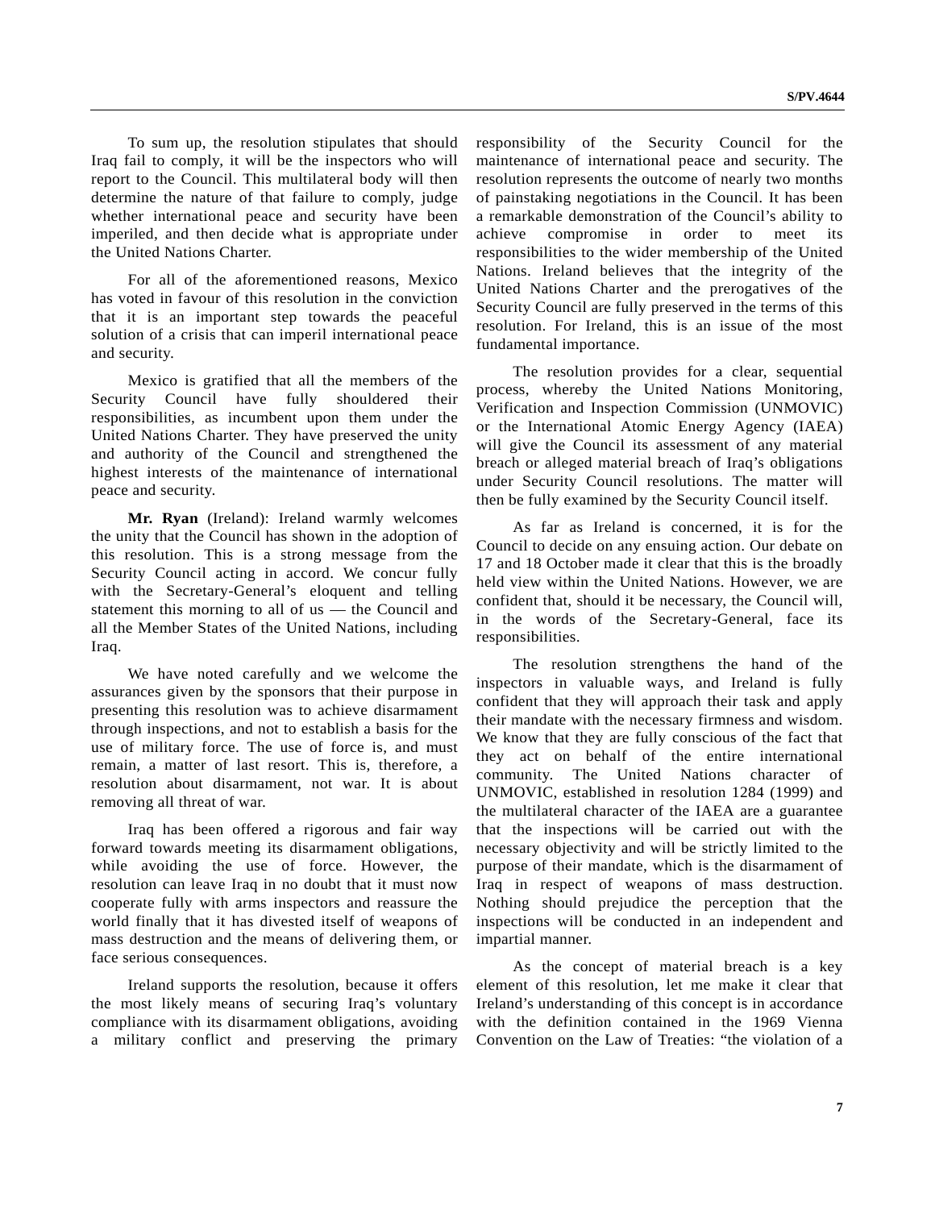To sum up, the resolution stipulates that should Iraq fail to comply, it will be the inspectors who will report to the Council. This multilateral body will then determine the nature of that failure to comply, judge whether international peace and security have been imperiled, and then decide what is appropriate under the United Nations Charter.

For all of the aforementioned reasons, Mexico has voted in favour of this resolution in the conviction that it is an important step towards the peaceful solution of a crisis that can imperil international peace and security.

Mexico is gratified that all the members of the Security Council have fully shouldered their responsibilities, as incumbent upon them under the United Nations Charter. They have preserved the unity and authority of the Council and strengthened the highest interests of the maintenance of international peace and security.

**Mr. Ryan** (Ireland): Ireland warmly welcomes the unity that the Council has shown in the adoption of this resolution. This is a strong message from the Security Council acting in accord. We concur fully with the Secretary-General's eloquent and telling statement this morning to all of us — the Council and all the Member States of the United Nations, including Iraq.

We have noted carefully and we welcome the assurances given by the sponsors that their purpose in presenting this resolution was to achieve disarmament through inspections, and not to establish a basis for the use of military force. The use of force is, and must remain, a matter of last resort. This is, therefore, a resolution about disarmament, not war. It is about removing all threat of war.

Iraq has been offered a rigorous and fair way forward towards meeting its disarmament obligations, while avoiding the use of force. However, the resolution can leave Iraq in no doubt that it must now cooperate fully with arms inspectors and reassure the world finally that it has divested itself of weapons of mass destruction and the means of delivering them, or face serious consequences.

Ireland supports the resolution, because it offers the most likely means of securing Iraq's voluntary compliance with its disarmament obligations, avoiding a military conflict and preserving the primary responsibility of the Security Council for the maintenance of international peace and security. The resolution represents the outcome of nearly two months of painstaking negotiations in the Council. It has been a remarkable demonstration of the Council's ability to achieve compromise in order to meet its responsibilities to the wider membership of the United Nations. Ireland believes that the integrity of the United Nations Charter and the prerogatives of the Security Council are fully preserved in the terms of this resolution. For Ireland, this is an issue of the most fundamental importance.

The resolution provides for a clear, sequential process, whereby the United Nations Monitoring, Verification and Inspection Commission (UNMOVIC) or the International Atomic Energy Agency (IAEA) will give the Council its assessment of any material breach or alleged material breach of Iraq's obligations under Security Council resolutions. The matter will then be fully examined by the Security Council itself.

As far as Ireland is concerned, it is for the Council to decide on any ensuing action. Our debate on 17 and 18 October made it clear that this is the broadly held view within the United Nations. However, we are confident that, should it be necessary, the Council will, in the words of the Secretary-General, face its responsibilities.

The resolution strengthens the hand of the inspectors in valuable ways, and Ireland is fully confident that they will approach their task and apply their mandate with the necessary firmness and wisdom. We know that they are fully conscious of the fact that they act on behalf of the entire international community. The United Nations character of UNMOVIC, established in resolution 1284 (1999) and the multilateral character of the IAEA are a guarantee that the inspections will be carried out with the necessary objectivity and will be strictly limited to the purpose of their mandate, which is the disarmament of Iraq in respect of weapons of mass destruction. Nothing should prejudice the perception that the inspections will be conducted in an independent and impartial manner.

As the concept of material breach is a key element of this resolution, let me make it clear that Ireland's understanding of this concept is in accordance with the definition contained in the 1969 Vienna Convention on the Law of Treaties: "the violation of a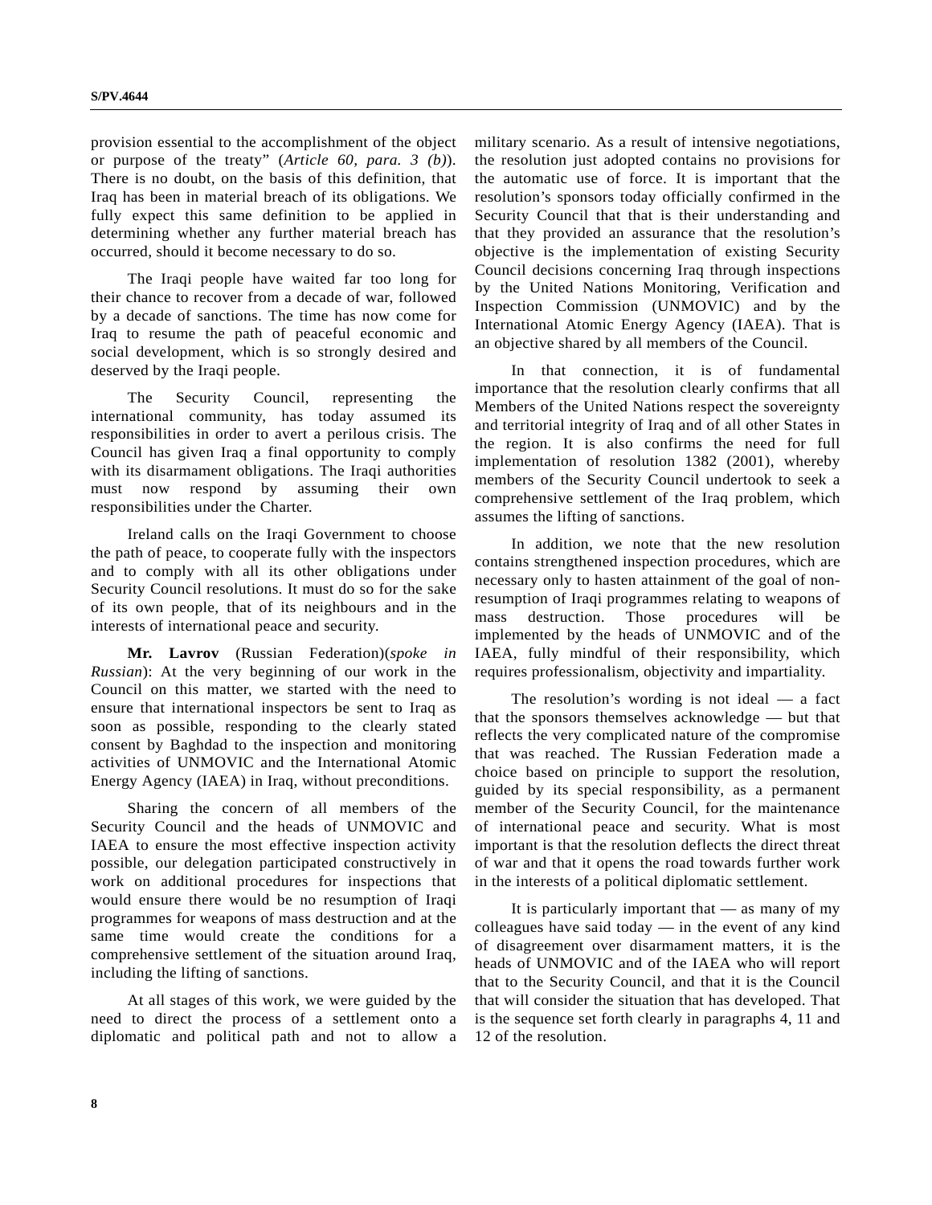provision essential to the accomplishment of the object or purpose of the treaty" (*Article 60, para. 3 (b)*). There is no doubt, on the basis of this definition, that Iraq has been in material breach of its obligations. We fully expect this same definition to be applied in determining whether any further material breach has occurred, should it become necessary to do so.

The Iraqi people have waited far too long for their chance to recover from a decade of war, followed by a decade of sanctions. The time has now come for Iraq to resume the path of peaceful economic and social development, which is so strongly desired and deserved by the Iraqi people.

The Security Council, representing the international community, has today assumed its responsibilities in order to avert a perilous crisis. The Council has given Iraq a final opportunity to comply with its disarmament obligations. The Iraqi authorities must now respond by assuming their own responsibilities under the Charter.

Ireland calls on the Iraqi Government to choose the path of peace, to cooperate fully with the inspectors and to comply with all its other obligations under Security Council resolutions. It must do so for the sake of its own people, that of its neighbours and in the interests of international peace and security.

**Mr. Lavrov** (Russian Federation)(*spoke in Russian*): At the very beginning of our work in the Council on this matter, we started with the need to ensure that international inspectors be sent to Iraq as soon as possible, responding to the clearly stated consent by Baghdad to the inspection and monitoring activities of UNMOVIC and the International Atomic Energy Agency (IAEA) in Iraq, without preconditions.

Sharing the concern of all members of the Security Council and the heads of UNMOVIC and IAEA to ensure the most effective inspection activity possible, our delegation participated constructively in work on additional procedures for inspections that would ensure there would be no resumption of Iraqi programmes for weapons of mass destruction and at the same time would create the conditions for a comprehensive settlement of the situation around Iraq, including the lifting of sanctions.

At all stages of this work, we were guided by the need to direct the process of a settlement onto a diplomatic and political path and not to allow a military scenario. As a result of intensive negotiations, the resolution just adopted contains no provisions for the automatic use of force. It is important that the resolution's sponsors today officially confirmed in the Security Council that that is their understanding and that they provided an assurance that the resolution's objective is the implementation of existing Security Council decisions concerning Iraq through inspections by the United Nations Monitoring, Verification and Inspection Commission (UNMOVIC) and by the International Atomic Energy Agency (IAEA). That is an objective shared by all members of the Council.

In that connection, it is of fundamental importance that the resolution clearly confirms that all Members of the United Nations respect the sovereignty and territorial integrity of Iraq and of all other States in the region. It is also confirms the need for full implementation of resolution 1382 (2001), whereby members of the Security Council undertook to seek a comprehensive settlement of the Iraq problem, which assumes the lifting of sanctions.

In addition, we note that the new resolution contains strengthened inspection procedures, which are necessary only to hasten attainment of the goal of non-resumption of Iraqi programmes relating to weapons of mass destruction. Those procedures will be implemented by the heads of UNMOVIC and of the IAEA, fully mindful of their responsibility, which requires professionalism, objectivity and impartiality.

The resolution's wording is not ideal — a fact that the sponsors themselves acknowledge — but that reflects the very complicated nature of the compromise that was reached. The Russian Federation made a choice based on principle to support the resolution, guided by its special responsibility, as a permanent member of the Security Council, for the maintenance of international peace and security. What is most important is that the resolution deflects the direct threat of war and that it opens the road towards further work in the interests of a political diplomatic settlement.

It is particularly important that — as many of my colleagues have said today — in the event of any kind of disagreement over disarmament matters, it is the heads of UNMOVIC and of the IAEA who will report that to the Security Council, and that it is the Council that will consider the situation that has developed. That is the sequence set forth clearly in paragraphs 4, 11 and 12 of the resolution.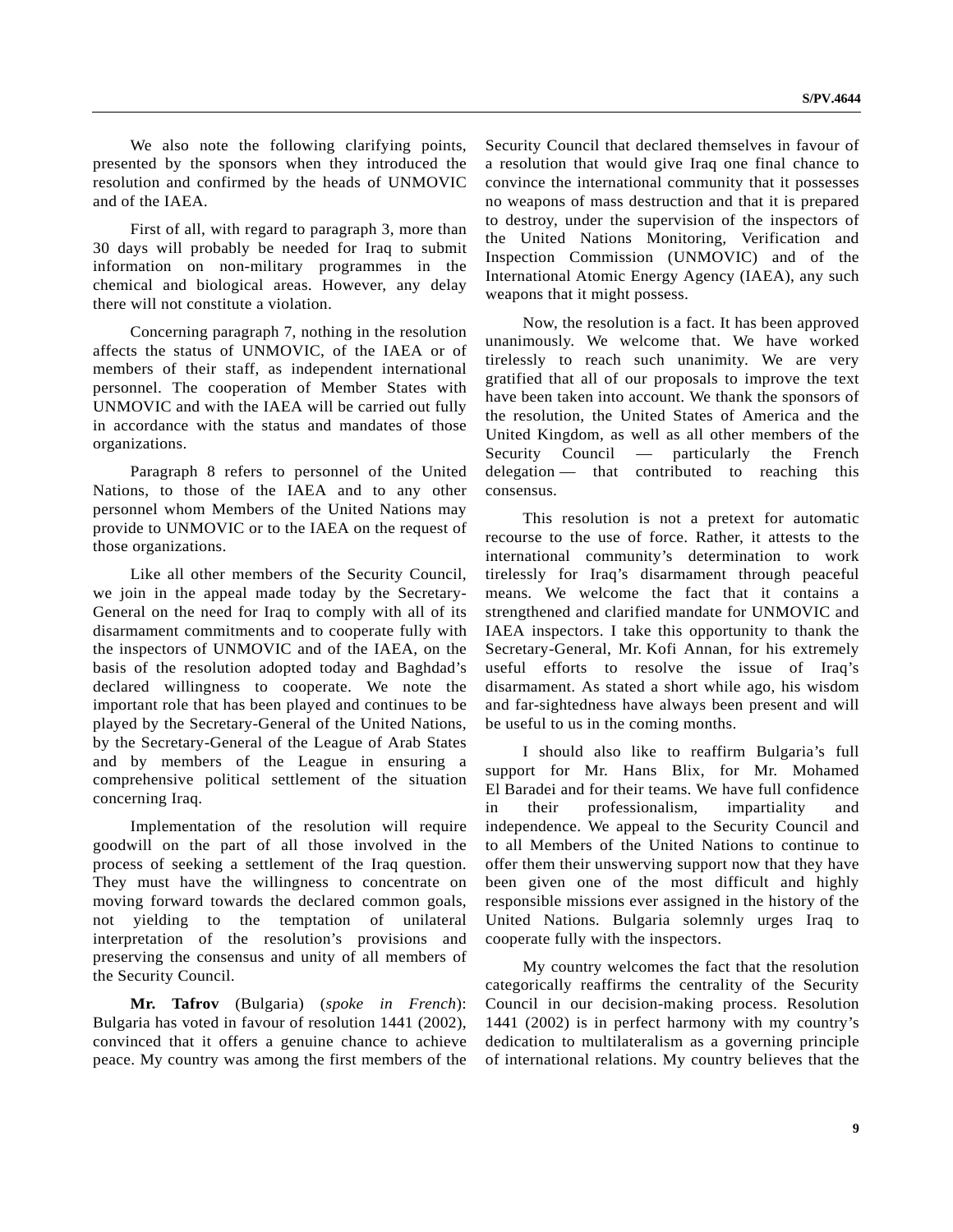We also note the following clarifying points, presented by the sponsors when they introduced the resolution and confirmed by the heads of UNMOVIC and of the IAEA.

First of all, with regard to paragraph 3, more than 30 days will probably be needed for Iraq to submit information on non-military programmes in the chemical and biological areas. However, any delay there will not constitute a violation.

Concerning paragraph 7, nothing in the resolution affects the status of UNMOVIC, of the IAEA or of members of their staff, as independent international personnel. The cooperation of Member States with UNMOVIC and with the IAEA will be carried out fully in accordance with the status and mandates of those organizations.

Paragraph 8 refers to personnel of the United Nations, to those of the IAEA and to any other personnel whom Members of the United Nations may provide to UNMOVIC or to the IAEA on the request of those organizations.

Like all other members of the Security Council, we join in the appeal made today by the Secretary-General on the need for Iraq to comply with all of its disarmament commitments and to cooperate fully with the inspectors of UNMOVIC and of the IAEA, on the basis of the resolution adopted today and Baghdad's declared willingness to cooperate. We note the important role that has been played and continues to be played by the Secretary-General of the United Nations, by the Secretary-General of the League of Arab States and by members of the League in ensuring a comprehensive political settlement of the situation concerning Iraq.

Implementation of the resolution will require goodwill on the part of all those involved in the process of seeking a settlement of the Iraq question. They must have the willingness to concentrate on moving forward towards the declared common goals, not yielding to the temptation of unilateral interpretation of the resolution's provisions and preserving the consensus and unity of all members of the Security Council.

**Mr. Tafrov** (Bulgaria) (*spoke in French*): Bulgaria has voted in favour of resolution 1441 (2002), convinced that it offers a genuine chance to achieve peace. My country was among the first members of the Security Council that declared themselves in favour of a resolution that would give Iraq one final chance to convince the international community that it possesses no weapons of mass destruction and that it is prepared to destroy, under the supervision of the inspectors of the United Nations Monitoring, Verification and Inspection Commission (UNMOVIC) and of the International Atomic Energy Agency (IAEA), any such weapons that it might possess.

Now, the resolution is a fact. It has been approved unanimously. We welcome that. We have worked tirelessly to reach such unanimity. We are very gratified that all of our proposals to improve the text have been taken into account. We thank the sponsors of the resolution, the United States of America and the United Kingdom, as well as all other members of the Security Council — particularly the French delegation — that contributed to reaching this consensus.

This resolution is not a pretext for automatic recourse to the use of force. Rather, it attests to the international community's determination to work tirelessly for Iraq's disarmament through peaceful means. We welcome the fact that it contains a strengthened and clarified mandate for UNMOVIC and IAEA inspectors. I take this opportunity to thank the Secretary-General, Mr. Kofi Annan, for his extremely useful efforts to resolve the issue of Iraq's disarmament. As stated a short while ago, his wisdom and far-sightedness have always been present and will be useful to us in the coming months.

I should also like to reaffirm Bulgaria's full support for Mr. Hans Blix, for Mr. Mohamed El Baradei and for their teams. We have full confidence in their professionalism, impartiality and independence. We appeal to the Security Council and to all Members of the United Nations to continue to offer them their unswerving support now that they have been given one of the most difficult and highly responsible missions ever assigned in the history of the United Nations. Bulgaria solemnly urges Iraq to cooperate fully with the inspectors.

My country welcomes the fact that the resolution categorically reaffirms the centrality of the Security Council in our decision-making process. Resolution 1441 (2002) is in perfect harmony with my country's dedication to multilateralism as a governing principle of international relations. My country believes that the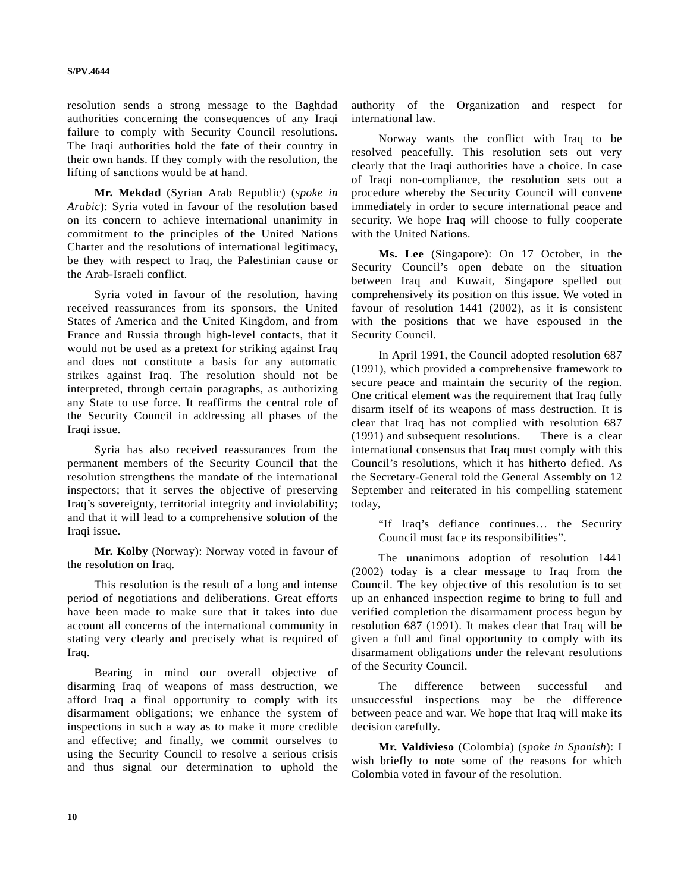resolution sends a strong message to the Baghdad authorities concerning the consequences of any Iraqi failure to comply with Security Council resolutions. The Iraqi authorities hold the fate of their country in their own hands. If they comply with the resolution, the lifting of sanctions would be at hand.

**Mr. Mekdad** (Syrian Arab Republic) (*spoke in Arabic*): Syria voted in favour of the resolution based on its concern to achieve international unanimity in commitment to the principles of the United Nations Charter and the resolutions of international legitimacy, be they with respect to Iraq, the Palestinian cause or the Arab-Israeli conflict.

Syria voted in favour of the resolution, having received reassurances from its sponsors, the United States of America and the United Kingdom, and from France and Russia through high-level contacts, that it would not be used as a pretext for striking against Iraq and does not constitute a basis for any automatic strikes against Iraq. The resolution should not be interpreted, through certain paragraphs, as authorizing any State to use force. It reaffirms the central role of the Security Council in addressing all phases of the Iraqi issue.

Syria has also received reassurances from the permanent members of the Security Council that the resolution strengthens the mandate of the international inspectors; that it serves the objective of preserving Iraq's sovereignty, territorial integrity and inviolability; and that it will lead to a comprehensive solution of the Iraqi issue.

**Mr. Kolby** (Norway): Norway voted in favour of the resolution on Iraq.

This resolution is the result of a long and intense period of negotiations and deliberations. Great efforts have been made to make sure that it takes into due account all concerns of the international community in stating very clearly and precisely what is required of Iraq.

Bearing in mind our overall objective of disarming Iraq of weapons of mass destruction, we afford Iraq a final opportunity to comply with its disarmament obligations; we enhance the system of inspections in such a way as to make it more credible and effective; and finally, we commit ourselves to using the Security Council to resolve a serious crisis and thus signal our determination to uphold the authority of the Organization and respect for international law.

Norway wants the conflict with Iraq to be resolved peacefully. This resolution sets out very clearly that the Iraqi authorities have a choice. In case of Iraqi non-compliance, the resolution sets out a procedure whereby the Security Council will convene immediately in order to secure international peace and security. We hope Iraq will choose to fully cooperate with the United Nations.

**Ms. Lee** (Singapore): On 17 October, in the Security Council's open debate on the situation between Iraq and Kuwait, Singapore spelled out comprehensively its position on this issue. We voted in favour of resolution 1441 (2002), as it is consistent with the positions that we have espoused in the Security Council.

In April 1991, the Council adopted resolution 687 (1991), which provided a comprehensive framework to secure peace and maintain the security of the region. One critical element was the requirement that Iraq fully disarm itself of its weapons of mass destruction. It is clear that Iraq has not complied with resolution 687 (1991) and subsequent resolutions. There is a clear international consensus that Iraq must comply with this Council's resolutions, which it has hitherto defied. As the Secretary-General told the General Assembly on 12 September and reiterated in his compelling statement today,

> "If Iraq's defiance continues… the Security Council must face its responsibilities".

The unanimous adoption of resolution 1441 (2002) today is a clear message to Iraq from the Council. The key objective of this resolution is to set up an enhanced inspection regime to bring to full and verified completion the disarmament process begun by resolution 687 (1991). It makes clear that Iraq will be given a full and final opportunity to comply with its disarmament obligations under the relevant resolutions of the Security Council.

The difference between successful and unsuccessful inspections may be the difference between peace and war. We hope that Iraq will make its decision carefully.

**Mr. Valdivieso** (Colombia) (*spoke in Spanish*): I wish briefly to note some of the reasons for which Colombia voted in favour of the resolution.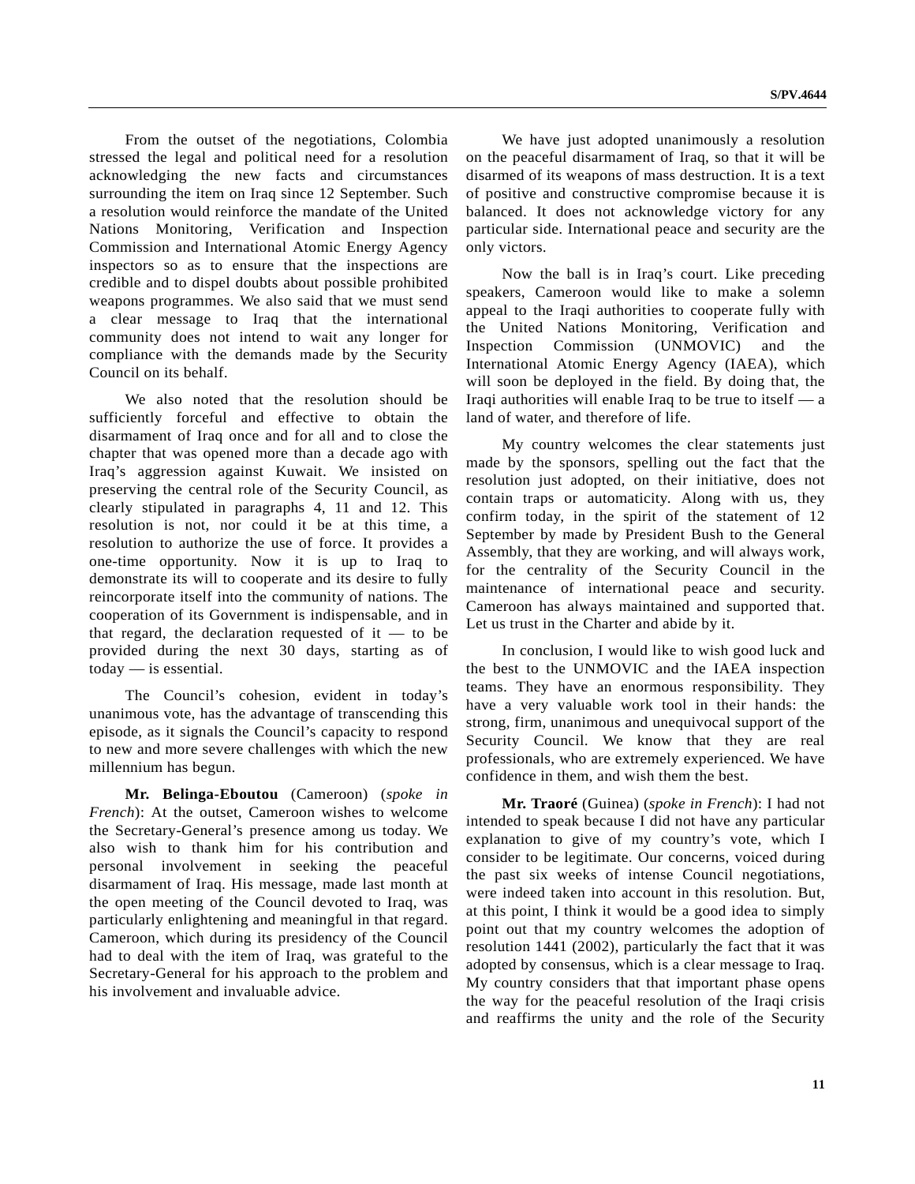From the outset of the negotiations, Colombia stressed the legal and political need for a resolution acknowledging the new facts and circumstances surrounding the item on Iraq since 12 September. Such a resolution would reinforce the mandate of the United Nations Monitoring, Verification and Inspection Commission and International Atomic Energy Agency inspectors so as to ensure that the inspections are credible and to dispel doubts about possible prohibited weapons programmes. We also said that we must send a clear message to Iraq that the international community does not intend to wait any longer for compliance with the demands made by the Security Council on its behalf.

We also noted that the resolution should be sufficiently forceful and effective to obtain the disarmament of Iraq once and for all and to close the chapter that was opened more than a decade ago with Iraq's aggression against Kuwait. We insisted on preserving the central role of the Security Council, as clearly stipulated in paragraphs 4, 11 and 12. This resolution is not, nor could it be at this time, a resolution to authorize the use of force. It provides a one-time opportunity. Now it is up to Iraq to demonstrate its will to cooperate and its desire to fully reincorporate itself into the community of nations. The cooperation of its Government is indispensable, and in that regard, the declaration requested of it — to be provided during the next 30 days, starting as of today — is essential.

The Council's cohesion, evident in today's unanimous vote, has the advantage of transcending this episode, as it signals the Council's capacity to respond to new and more severe challenges with which the new millennium has begun.

**Mr. Belinga-Eboutou** (Cameroon) (*spoke in French*): At the outset, Cameroon wishes to welcome the Secretary-General's presence among us today. We also wish to thank him for his contribution and personal involvement in seeking the peaceful disarmament of Iraq. His message, made last month at the open meeting of the Council devoted to Iraq, was particularly enlightening and meaningful in that regard. Cameroon, which during its presidency of the Council had to deal with the item of Iraq, was grateful to the Secretary-General for his approach to the problem and his involvement and invaluable advice.

We have just adopted unanimously a resolution on the peaceful disarmament of Iraq, so that it will be disarmed of its weapons of mass destruction. It is a text of positive and constructive compromise because it is balanced. It does not acknowledge victory for any particular side. International peace and security are the only victors.

Now the ball is in Iraq's court. Like preceding speakers, Cameroon would like to make a solemn appeal to the Iraqi authorities to cooperate fully with the United Nations Monitoring, Verification and Inspection Commission (UNMOVIC) and the International Atomic Energy Agency (IAEA), which will soon be deployed in the field. By doing that, the Iraqi authorities will enable Iraq to be true to itself — a land of water, and therefore of life.

My country welcomes the clear statements just made by the sponsors, spelling out the fact that the resolution just adopted, on their initiative, does not contain traps or automaticity. Along with us, they confirm today, in the spirit of the statement of 12 September by made by President Bush to the General Assembly, that they are working, and will always work, for the centrality of the Security Council in the maintenance of international peace and security. Cameroon has always maintained and supported that. Let us trust in the Charter and abide by it.

In conclusion, I would like to wish good luck and the best to the UNMOVIC and the IAEA inspection teams. They have an enormous responsibility. They have a very valuable work tool in their hands: the strong, firm, unanimous and unequivocal support of the Security Council. We know that they are real professionals, who are extremely experienced. We have confidence in them, and wish them the best.

**Mr. Traoré** (Guinea) (*spoke in French*): I had not intended to speak because I did not have any particular explanation to give of my country's vote, which I consider to be legitimate. Our concerns, voiced during the past six weeks of intense Council negotiations, were indeed taken into account in this resolution. But, at this point, I think it would be a good idea to simply point out that my country welcomes the adoption of resolution 1441 (2002), particularly the fact that it was adopted by consensus, which is a clear message to Iraq. My country considers that that important phase opens the way for the peaceful resolution of the Iraqi crisis and reaffirms the unity and the role of the Security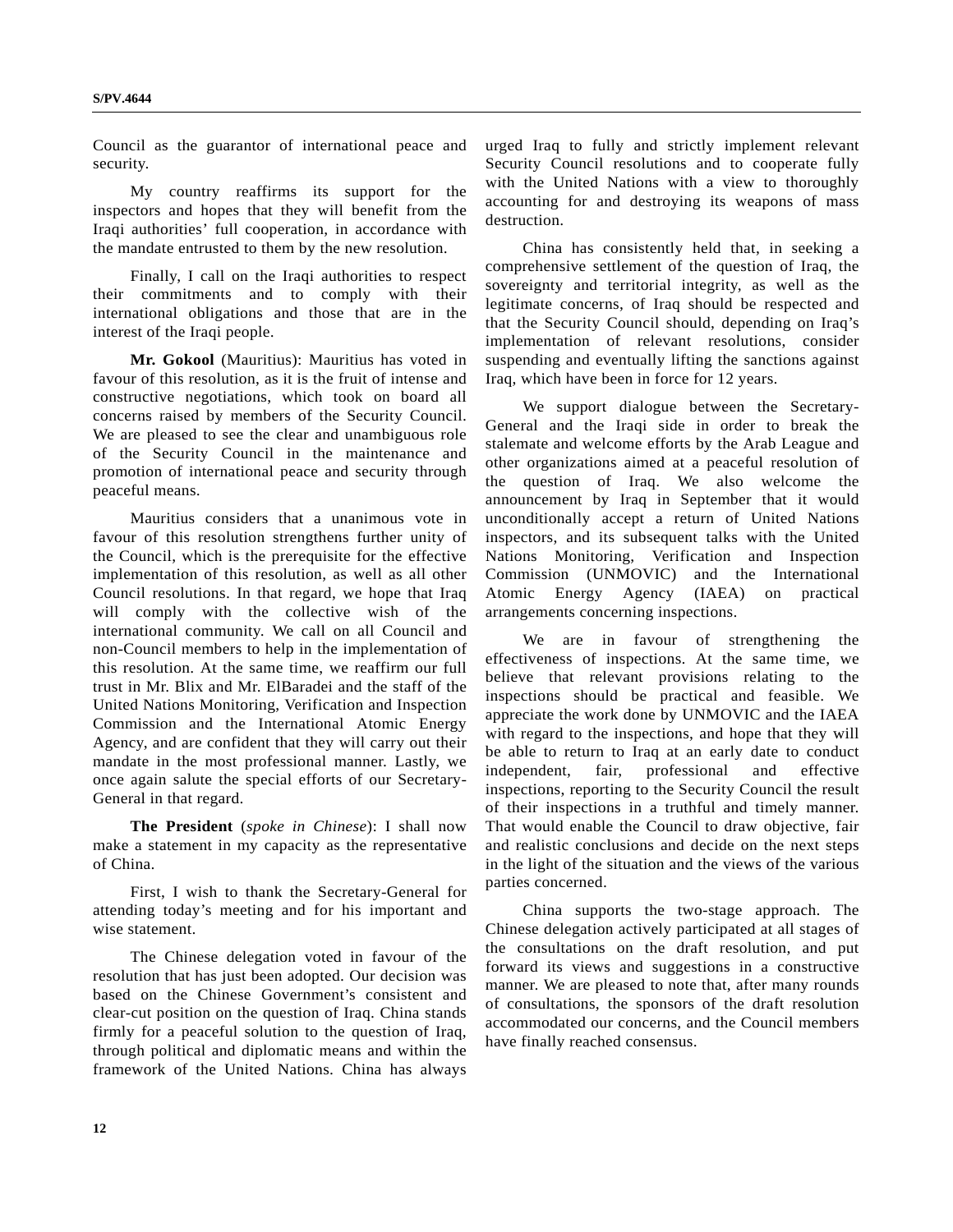Council as the guarantor of international peace and security.

My country reaffirms its support for the inspectors and hopes that they will benefit from the Iraqi authorities' full cooperation, in accordance with the mandate entrusted to them by the new resolution.

Finally, I call on the Iraqi authorities to respect their commitments and to comply with their international obligations and those that are in the interest of the Iraqi people.

**Mr. Gokool** (Mauritius): Mauritius has voted in favour of this resolution, as it is the fruit of intense and constructive negotiations, which took on board all concerns raised by members of the Security Council. We are pleased to see the clear and unambiguous role of the Security Council in the maintenance and promotion of international peace and security through peaceful means.

Mauritius considers that a unanimous vote in favour of this resolution strengthens further unity of the Council, which is the prerequisite for the effective implementation of this resolution, as well as all other Council resolutions. In that regard, we hope that Iraq will comply with the collective wish of the international community. We call on all Council and non-Council members to help in the implementation of this resolution. At the same time, we reaffirm our full trust in Mr. Blix and Mr. ElBaradei and the staff of the United Nations Monitoring, Verification and Inspection Commission and the International Atomic Energy Agency, and are confident that they will carry out their mandate in the most professional manner. Lastly, we once again salute the special efforts of our Secretary-General in that regard.

**The President** (*spoke in Chinese*): I shall now make a statement in my capacity as the representative of China.

First, I wish to thank the Secretary-General for attending today's meeting and for his important and wise statement.

The Chinese delegation voted in favour of the resolution that has just been adopted. Our decision was based on the Chinese Government's consistent and clear-cut position on the question of Iraq. China stands firmly for a peaceful solution to the question of Iraq, through political and diplomatic means and within the framework of the United Nations. China has always urged Iraq to fully and strictly implement relevant Security Council resolutions and to cooperate fully with the United Nations with a view to thoroughly accounting for and destroying its weapons of mass destruction.

China has consistently held that, in seeking a comprehensive settlement of the question of Iraq, the sovereignty and territorial integrity, as well as the legitimate concerns, of Iraq should be respected and that the Security Council should, depending on Iraq's implementation of relevant resolutions, consider suspending and eventually lifting the sanctions against Iraq, which have been in force for 12 years.

We support dialogue between the Secretary-General and the Iraqi side in order to break the stalemate and welcome efforts by the Arab League and other organizations aimed at a peaceful resolution of the question of Iraq. We also welcome the announcement by Iraq in September that it would unconditionally accept a return of United Nations inspectors, and its subsequent talks with the United Nations Monitoring, Verification and Inspection Commission (UNMOVIC) and the International Atomic Energy Agency (IAEA) on practical arrangements concerning inspections.

We are in favour of strengthening the effectiveness of inspections. At the same time, we believe that relevant provisions relating to the inspections should be practical and feasible. We appreciate the work done by UNMOVIC and the IAEA with regard to the inspections, and hope that they will be able to return to Iraq at an early date to conduct independent, fair, professional and effective inspections, reporting to the Security Council the result of their inspections in a truthful and timely manner. That would enable the Council to draw objective, fair and realistic conclusions and decide on the next steps in the light of the situation and the views of the various parties concerned.

China supports the two-stage approach. The Chinese delegation actively participated at all stages of the consultations on the draft resolution, and put forward its views and suggestions in a constructive manner. We are pleased to note that, after many rounds of consultations, the sponsors of the draft resolution accommodated our concerns, and the Council members have finally reached consensus.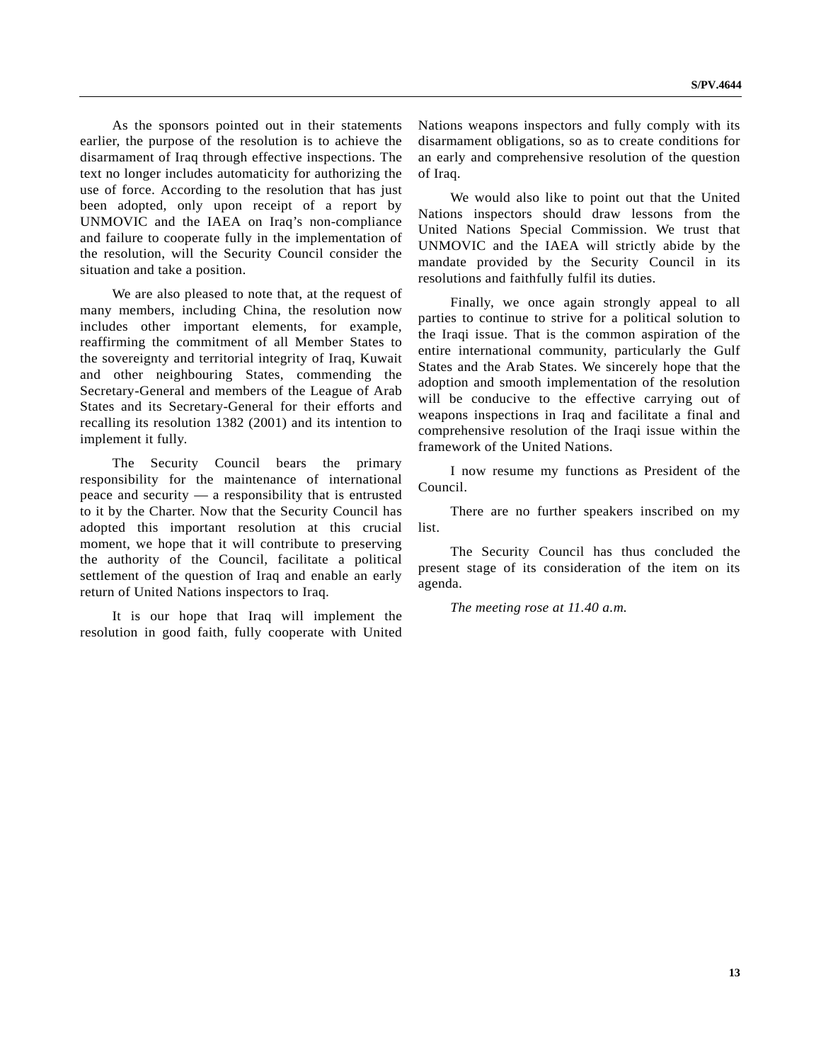As the sponsors pointed out in their statements earlier, the purpose of the resolution is to achieve the disarmament of Iraq through effective inspections. The text no longer includes automaticity for authorizing the use of force. According to the resolution that has just been adopted, only upon receipt of a report by UNMOVIC and the IAEA on Iraq's non-compliance and failure to cooperate fully in the implementation of the resolution, will the Security Council consider the situation and take a position.

We are also pleased to note that, at the request of many members, including China, the resolution now includes other important elements, for example, reaffirming the commitment of all Member States to the sovereignty and territorial integrity of Iraq, Kuwait and other neighbouring States, commending the Secretary-General and members of the League of Arab States and its Secretary-General for their efforts and recalling its resolution 1382 (2001) and its intention to implement it fully.

The Security Council bears the primary responsibility for the maintenance of international peace and security — a responsibility that is entrusted to it by the Charter. Now that the Security Council has adopted this important resolution at this crucial moment, we hope that it will contribute to preserving the authority of the Council, facilitate a political settlement of the question of Iraq and enable an early return of United Nations inspectors to Iraq.

It is our hope that Iraq will implement the resolution in good faith, fully cooperate with United Nations weapons inspectors and fully comply with its disarmament obligations, so as to create conditions for an early and comprehensive resolution of the question of Iraq.

We would also like to point out that the United Nations inspectors should draw lessons from the United Nations Special Commission. We trust that UNMOVIC and the IAEA will strictly abide by the mandate provided by the Security Council in its resolutions and faithfully fulfil its duties.

Finally, we once again strongly appeal to all parties to continue to strive for a political solution to the Iraqi issue. That is the common aspiration of the entire international community, particularly the Gulf States and the Arab States. We sincerely hope that the adoption and smooth implementation of the resolution will be conducive to the effective carrying out of weapons inspections in Iraq and facilitate a final and comprehensive resolution of the Iraqi issue within the framework of the United Nations.

I now resume my functions as President of the Council.

There are no further speakers inscribed on my list.

The Security Council has thus concluded the present stage of its consideration of the item on its agenda.

*The meeting rose at 11.40 a.m.*